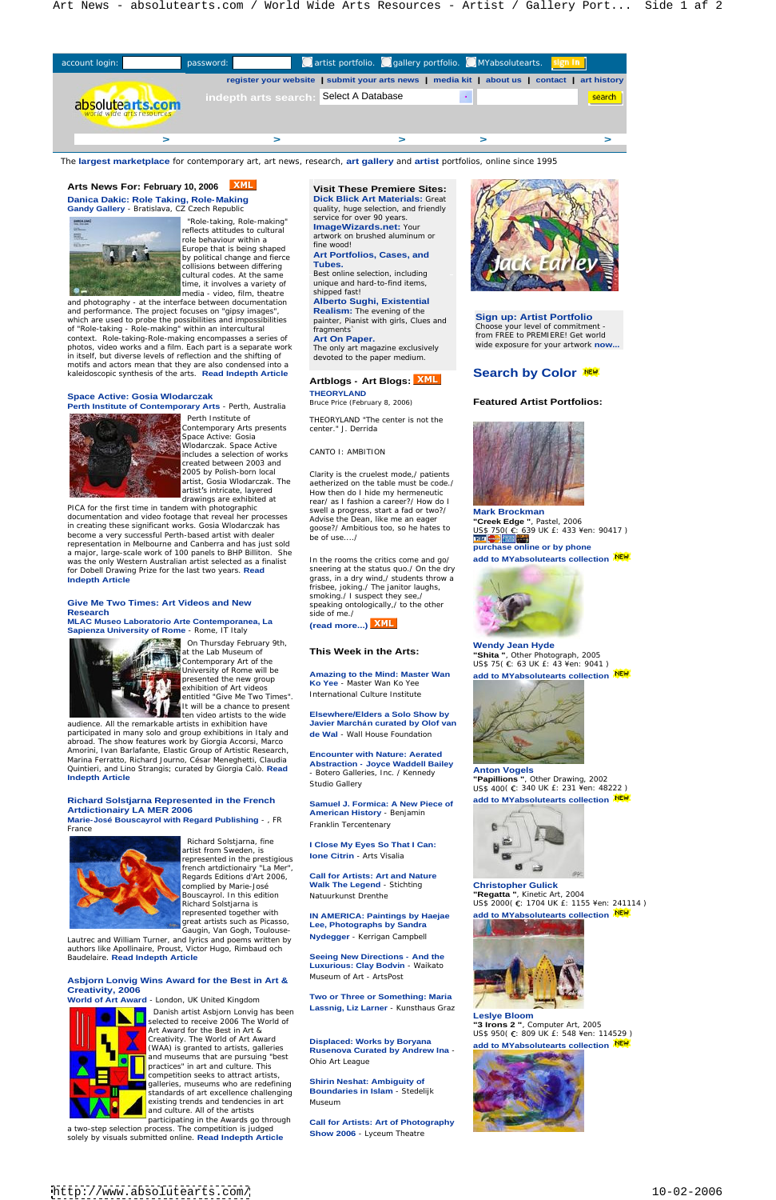account login: password: artist portfolio. gallery portfolio. MYabsolutearts. sign in

register your website | submit your arts news | media kit | about us | contact | art history

indepth arts search: Select A Database search

absolutearts.com world wide arts resources

The **largest marketplace** for contemporary art, art news, research, **art gallery** and **artist** portfolios, online since 1995

## Arts News For: February 10, 2006 XML

### Danica Dakic: Role Taking, Role-Making

**Gandy Gallery** - Bratislava, CZ Czech Republic

"Role-taking, Role-making" reflects attitudes to cultural role behaviour within a Europe that is being shaped by political change and fierce collisions between differing cultural codes. At the same time, it involves a variety of media - video, film, theatre and photography - at the interface between documentation and performance. The project focuses on "gipsy images", which are used to probe the possibilities and impossibilities of "Role-taking - Role-making" within an intercultural context. Role-taking-Role-making encompasses a series of photos, video works and a film. Each part is a separate work in itself, but diverse levels of reflection and the shifting of motifs and actors mean that they are also condensed into a kaleidoscopic synthesis of the arts. **Read Indepth Article**

### Space Active: Gosia Wlodarczak

**Perth Institute of Contemporary Arts** - Perth, Australia

Perth Institute of Contemporary Arts presents Space Active: Gosia Wlodarczak. Space Active includes a selection of works created between 2003 and 2005 by Polish-born local artist, Gosia Wlodarczak. The artist's intricate, layered drawings are exhibited at PICA for the first time in tandem with photographic documentation and video footage that reveal her processes in creating these significant works. Gosia Wlodarczak has become a very successful Perth-based artist with dealer representation in Melbourne and Canberra and has just sold a major, large-scale work of 100 panels to BHP Billiton. She was the only Western Australian artist selected as a finalist for Dobell Drawing Prize for the last two years. **Read Indepth Article**

### Give Me Two Times: Art Videos and New Research

**MLAC Museo Laboratorio Arte Contemporanea, La Sapienza University of Rome** - Rome, IT Italy

On Thursday February 9th, at the Lab Museum of Contemporary Art of the University of Rome will be presented the new group exhibition of Art videos entitled "Give Me Two Times". It will be a chance to present ten video artists to the wide audience. All the remarkable artists in exhibition have participated in many solo and group exhibitions in Italy and abroad. The show features work by Giorgia Accorsi, Marco Amorini, Ivan Barlafante, Elastic Group of Artistic Research, Marina Ferratto, Richard Journo, César Meneghetti, Claudia Quintieri, and Lino Strangis; curated by Giorgia Calò. **Read Indepth Article**

### Richard Solstjarna Represented in the French Artdictionary LA MER 2006

**Marie-José Bouscayrol with Regard Publishing** - , FR France

Richard Solstjarna, fine artist from Sweden, is represented in the prestigious french artdictionairy "La Mer", Regards Editions d'Art 2006, complied by Marie-José Bouscayrol. In this edition Richard Solstjarna is represented together with great artists such as Picasso, Gaugin, Van Gogh, Toulouse-Lautrec and William Turner, and lyrics and poems written by authors like Apollinaire, Proust, Victor Hugo, Rimbaud och Baudelaire. **Read Indepth Article**

### Asbjorn Lonvig Wins Award for the Best in Art & Creativity, 2006

**World of Art Award** - London, UK United Kingdom

Danish artist Asbjorn Lonvig has been selected to receive 2006 The World of Art Award for the Best in Art & Creativity. The World of Art Award (WAA) is granted to artists, galleries and museums that are pursuing "best practices" in art and culture. This competition seeks to attract artists, galleries, museums who are redefining standards of art excellence challenging existing trends and tendencies in art and culture. All of the artists participating in the Awards go through a two-step selection process. The competition is judged solely by visuals submitted online. **Read Indepth Article**

## Visit These Premiere Sites:

**Dick Blick Art Materials:** Great quality, huge selection, and friendly service for over 90 years.

**ImageWizards.net:** Your artwork on brushed aluminum or fine wood!

**Art Portfolios, Cases, and Tubes.** Best online selection, including unique and hard-to-find items, shipped fast!

**Alberto Sughi, Existential Realism:** The evening of the painter, Pianist with girls, Clues and fragments`

**Art On Paper.** The only art magazine exclusively devoted to the paper medium.

## Artblogs - Art Blogs: XML

**THEORYLAND**

Bruce Price (February 8, 2006)

THEORYLAND "The center is not the center." J. Derrida

CANTO I: AMBITION

Clarity is the cruelest mode,/ patients aetherized on the table must be code./ How then do I hide my hermeneutic rear/ as I fashion a career?/ How do I swell a progress, start a fad or two?/ Advise the Dean, like me an eager goose?/ Ambitious too, so he hates to be of use..../

In the rooms the critics come and go/ sneering at the status quo./ On the dry grass, in a dry wind,/ students throw a frisbee, joking./ The janitor laughs, smoking./ I suspect they see,/ speaking ontologically,/ to the other side of me./

**(read more...)** XML

## This Week in the Arts:

**Amazing to the Mind: Master Wan Ko Yee** - Master Wan Ko Yee International Culture Institute

**Elsewhere/Elders a Solo Show by Javier Marchán curated by Olof van de Wal** - Wall House Foundation

**Encounter with Nature: Aerated Abstraction - Joyce Waddell Bailey** - Botero Galleries, Inc. / Kennedy Studio Gallery

**Samuel J. Formica: A New Piece of American History** - Benjamin Franklin Tercentenary

**I Close My Eyes So That I Can:** Ione Citrin - Arts Visalia

**Call for Artists: Art and Nature Walk The Legend** - Stichting Natuurkunst Drenthe

**IN AMERICA: Paintings by Haejae Lee, Photographs by Sandra Nydegger** - Kerrigan Campbell

**Seeing New Directions - And the Luxurious: Clay Bodvin** - Waikato Museum of Art - ArtsPost

**Two or Three or Something: Maria Lassnig, Liz Larner** - Kunsthaus Graz

**Displaced: Works by Boryana Rusenova Curated by Andrew Ina** - Ohio Art League

**Shirin Neshat: Ambiguity of Boundaries in Islam** - Stedelijk Museum

**Call for Artists: Art of Photography Show 2006** - Lyceum Theatre

Jack Earley

**Sign up: Artist Portfolio**

Choose your level of commitment - from FREE to PREMIERE! Get world wide exposure for your artwork **now...**

## Search by Color NEW

## Featured Artist Portfolios:

**Mark Brockman**
"Creek Edge ", Pastel, 2006
US$ 750( €: 639 UK £: 433 ¥en: 90417 )
purchase online or by phone
add to MYabsolutearts collection NEW

**Wendy Jean Hyde**
"Shita ", Other Photograph, 2005
US$ 75( €: 63 UK £: 43 ¥en: 9041 )
add to MYabsolutearts collection NEW

**Anton Vogels**
"Papillions ", Other Drawing, 2002
US$ 400( €: 340 UK £: 231 ¥en: 48222 )
add to MYabsolutearts collection NEW

**Christopher Gulick**
"Regatta ", Kinetic Art, 2004
US$ 2000( €: 1704 UK £: 1155 ¥en: 241114 )
add to MYabsolutearts collection NEW

**Leslye Bloom**
"3 Irons 2 ", Computer Art, 2005
US$ 950( €: 809 UK £: 548 ¥en: 114529 )
add to MYabsolutearts collection NEW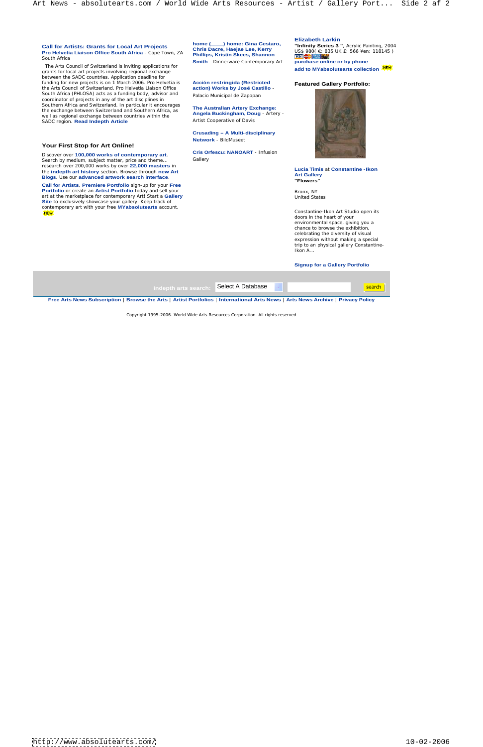**Call for Artists: Grants for Local Art Projects**
**Pro Helvetia Liaison Office South Africa** - Cape Town, ZA South Africa

The Arts Council of Switzerland is inviting applications for grants for local art projects involving regional exchange between the SADC countries. Application deadline for funding for new projects is on 1 March 2006. Pro Helvetia is the Arts Council of Switzerland. Pro Helvetia Liaison Office South Africa (PHLOSA) acts as a funding body, advisor and coordinator of projects in any of the art disciplines in Southern Africa and Switzerland. In particular it encourages the exchange between Switzerland and Southern Africa, as well as regional exchange between countries within the SADC region. **Read Indepth Article**

### Your First Stop for Art Online!

Discover over **100,000 works of contemporary art**. Search by medium, subject matter, price and theme... research over 200,000 works by over **22,000 masters** in the **indepth art history** section. Browse through **new Art Blogs**. Use our **advanced artwork search interface**.

**Call for Artists**, **Premiere Portfolio** sign-up for your **Free Portfolio** or create an **Artist Portfolio** today and sell your art at the marketplace for contemporary art! Start a **Gallery Site** to exclusively showcase your gallery. Keep track of contemporary art with your free **MYabsolutearts** account. NEW

**home (____) home: Gina Cestaro, Chris Dacre, Haejae Lee, Kerry Phillips, Kristin Skees, Shannon Smith** - Dinnerware Contemporary Art

**Acción restringida (Restricted action) Works by José Castillo** - Palacio Municipal de Zapopan

**The Australian Artery Exchange: Angela Buckingham, Doug** - Artery - Artist Cooperative of Davis

**Crusading – A Multi-disciplinary Network** - BildMuseet

**Cris Orfescu: NANOART** - Infusion Gallery

**Elizabeth Larkin**
**"Infinity Series 3 "**, Acrylic Painting, 2004
US$ 980( €: 835 UK £: 566 ¥en: 118145 )
**purchase online or by phone**
**add to MYabsolutearts collection** NEW

**Featured Gallery Portfolio:**

**Lucia Timis** at **Constantine -Ikon Art Gallery**
**"Flowers"**

Bronx, NY
United States

Constantine-Ikon Art Studio open its doors in the heart of your environmental space, giving you a chance to browse the exhibition, celebrating the diversity of visual expression without making a special trip to an physical gallery Constantine-Ikon A...

**Signup for a Gallery Portfolio**

indepth arts search: Select A Database search

**Free Arts News Subscription** | **Browse the Arts** | **Artist Portfolios** | **International Arts News** | **Arts News Archive** | **Privacy Policy**

Copyright 1995-2006. World Wide Arts Resources Corporation. All rights reserved